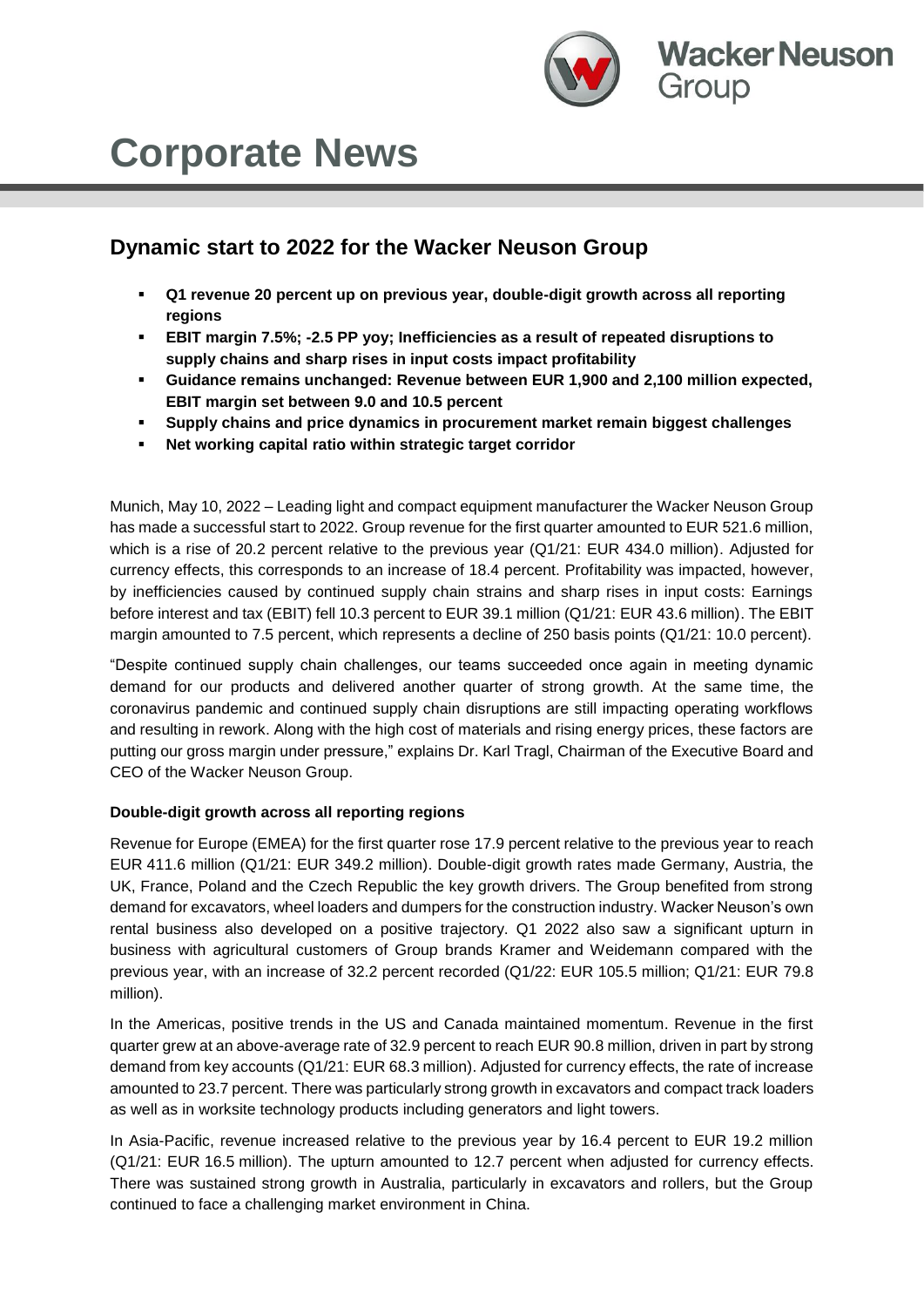# Corporate News

## Dynamic start to 2022 for the Wacker Neuson Group

- **Q1 revenue 20 percent up on previous year, double-digit growth across all reporting regions**
- **EBIT margin 7.5%; -2.5 PP yoy; Inefficiencies as a result of repeated disruptions to supply chains and sharp rises in input costs impact profitability**
- **Guidance remains unchanged: Revenue between EUR 1,900 and 2,100 million expected, EBIT margin set between 9.0 and 10.5 percent**
- **Supply chains and price dynamics in procurement market remain biggest challenges**
- **Net working capital ratio within strategic target corridor**

Munich, May 10, 2022 – Leading light and compact equipment manufacturer the Wacker Neuson Group has made a successful start to 2022. Group revenue for the first quarter amounted to EUR 521.6 million, which is a rise of 20.2 percent relative to the previous year (Q1/21: EUR 434.0 million). Adjusted for currency effects, this corresponds to an increase of 18.4 percent. Profitability was impacted, however, by inefficiencies caused by continued supply chain strains and sharp rises in input costs: Earnings before interest and tax (EBIT) fell 10.3 percent to EUR 39.1 million (Q1/21: EUR 43.6 million). The EBIT margin amounted to 7.5 percent, which represents a decline of 250 basis points (Q1/21: 10.0 percent).

"Despite continued supply chain challenges, our teams succeeded once again in meeting dynamic demand for our products and delivered another quarter of strong growth. At the same time, the coronavirus pandemic and continued supply chain disruptions are still impacting operating workflows and resulting in rework. Along with the high cost of materials and rising energy prices, these factors are putting our gross margin under pressure," explains Dr. Karl Tragl, Chairman of the Executive Board and CEO of the Wacker Neuson Group.

**Double-digit growth across all reporting regions**

Revenue for Europe (EMEA) for the first quarter rose 17.9 percent relative to the previous year to reach EUR 411.6 million (Q1/21: EUR 349.2 million). Double-digit growth rates made Germany, Austria, the UK, France, Poland and the Czech Republic the key growth drivers. The Group benefited from strong demand for excavators, wheel loaders and dumpers for the construction industry. Wacker Neuson's own rental business also developed on a positive trajectory. Q1 2022 also saw a significant upturn in business with agricultural customers of Group brands Kramer and Weidemann compared with the previous year, with an increase of 32.2 percent recorded (Q1/22: EUR 105.5 million; Q1/21: EUR 79.8 million).

In the Americas, positive trends in the US and Canada maintained momentum. Revenue in the first quarter grew at an above-average rate of 32.9 percent to reach EUR 90.8 million, driven in part by strong demand from key accounts (Q1/21: EUR 68.3 million). Adjusted for currency effects, the rate of increase amounted to 23.7 percent. There was particularly strong growth in excavators and compact track loaders as well as in worksite technology products including generators and light towers.

In Asia-Pacific, revenue increased relative to the previous year by 16.4 percent to EUR 19.2 million (Q1/21: EUR 16.5 million). The upturn amounted to 12.7 percent when adjusted for currency effects. There was sustained strong growth in Australia, particularly in excavators and rollers, but the Group continued to face a challenging market environment in China.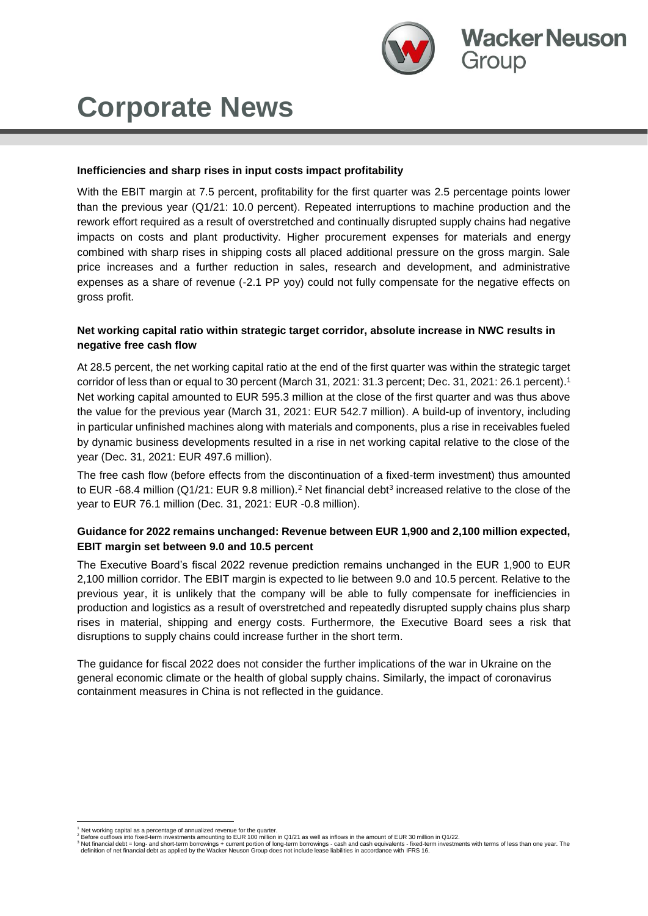# Corporate News

**Inefficiencies and sharp rises in input costs impact profitability**

With the EBIT margin at 7.5 percent, profitability for the first quarter was 2.5 percentage points lower than the previous year (Q1/21: 10.0 percent). Repeated interruptions to machine production and the rework effort required as a result of overstretched and continually disrupted supply chains had negative impacts on costs and plant productivity. Higher procurement expenses for materials and energy combined with sharp rises in shipping costs all placed additional pressure on the gross margin. Sale price increases and a further reduction in sales, research and development, and administrative expenses as a share of revenue (-2.1 PP yoy) could not fully compensate for the negative effects on gross profit.

**Net working capital ratio within strategic target corridor, absolute increase in NWC results in negative free cash flow**

At 28.5 percent, the net working capital ratio at the end of the first quarter was within the strategic target corridor of less than or equal to 30 percent (March 31, 2021: 31.3 percent; Dec. 31, 2021: 26.1 percent).[1] Net working capital amounted to EUR 595.3 million at the close of the first quarter and was thus above the value for the previous year (March 31, 2021: EUR 542.7 million). A build-up of inventory, including in particular unfinished machines along with materials and components, plus a rise in receivables fueled by dynamic business developments resulted in a rise in net working capital relative to the close of the year (Dec. 31, 2021: EUR 497.6 million).

The free cash flow (before effects from the discontinuation of a fixed-term investment) thus amounted to EUR -68.4 million (Q1/21: EUR 9.8 million).[2] Net financial debt[3] increased relative to the close of the year to EUR 76.1 million (Dec. 31, 2021: EUR -0.8 million).

**Guidance for 2022 remains unchanged: Revenue between EUR 1,900 and 2,100 million expected, EBIT margin set between 9.0 and 10.5 percent**

The Executive Board's fiscal 2022 revenue prediction remains unchanged in the EUR 1,900 to EUR 2,100 million corridor. The EBIT margin is expected to lie between 9.0 and 10.5 percent. Relative to the previous year, it is unlikely that the company will be able to fully compensate for inefficiencies in production and logistics as a result of overstretched and repeatedly disrupted supply chains plus sharp rises in material, shipping and energy costs. Furthermore, the Executive Board sees a risk that disruptions to supply chains could increase further in the short term.

The guidance for fiscal 2022 does not consider the further implications of the war in Ukraine on the general economic climate or the health of global supply chains. Similarly, the impact of coronavirus containment measures in China is not reflected in the guidance.

[1] Net working capital as a percentage of annualized revenue for the quarter.
[2] Before outflows into fixed-term investments amounting to EUR 100 million in Q1/21 as well as inflows in the amount of EUR 30 million in Q1/22.
[3] Net financial debt = long- and short-term borrowings + current portion of long-term borrowings - cash and cash equivalents - fixed-term investments with terms of less than one year. The definition of net financial debt as applied by the Wacker Neuson Group does not include lease liabilities in accordance with IFRS 16.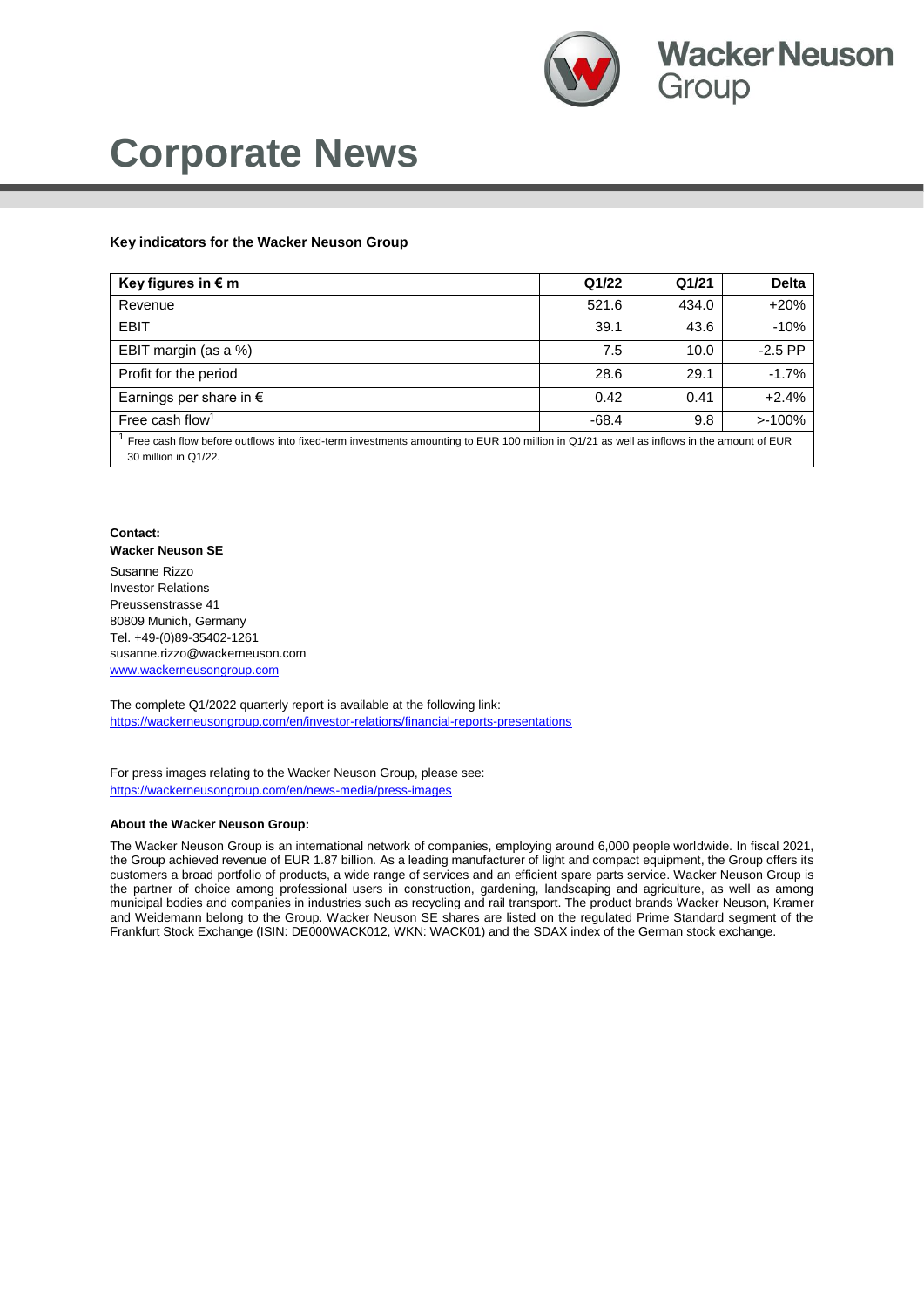# Corporate News

**Key indicators for the Wacker Neuson Group**

| Key figures in € m | Q1/22 | Q1/21 | Delta |
|---|---|---|---|
| Revenue | 521.6 | 434.0 | +20% |
| EBIT | 39.1 | 43.6 | -10% |
| EBIT margin (as a %) | 7.5 | 10.0 | -2.5 PP |
| Profit for the period | 28.6 | 29.1 | -1.7% |
| Earnings per share in € | 0.42 | 0.41 | +2.4% |
| Free cash flow[1] | -68.4 | 9.8 | >-100% |

[1] Free cash flow before outflows into fixed-term investments amounting to EUR 100 million in Q1/21 as well as inflows in the amount of EUR 30 million in Q1/22.

**Contact:**
**Wacker Neuson SE**

Susanne Rizzo
Investor Relations
Preussenstrasse 41
80809 Munich, Germany
Tel. +49-(0)89-35402-1261
susanne.rizzo@wackerneuson.com
www.wackerneusongroup.com

The complete Q1/2022 quarterly report is available at the following link:
https://wackerneusongroup.com/en/investor-relations/financial-reports-presentations

For press images relating to the Wacker Neuson Group, please see:
https://wackerneusongroup.com/en/news-media/press-images

**About the Wacker Neuson Group:**

The Wacker Neuson Group is an international network of companies, employing around 6,000 people worldwide. In fiscal 2021, the Group achieved revenue of EUR 1.87 billion. As a leading manufacturer of light and compact equipment, the Group offers its customers a broad portfolio of products, a wide range of services and an efficient spare parts service. Wacker Neuson Group is the partner of choice among professional users in construction, gardening, landscaping and agriculture, as well as among municipal bodies and companies in industries such as recycling and rail transport. The product brands Wacker Neuson, Kramer and Weidemann belong to the Group. Wacker Neuson SE shares are listed on the regulated Prime Standard segment of the Frankfurt Stock Exchange (ISIN: DE000WACK012, WKN: WACK01) and the SDAX index of the German stock exchange.